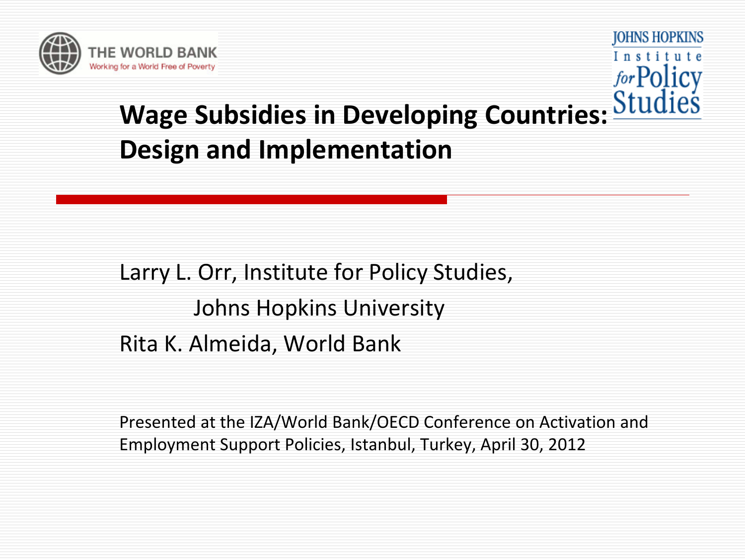# Wage Subsidies in Developing Countries: Design and Implementation

Larry L. Orr, Institute for Policy Studies, Johns Hopkins University

Rita K. Almeida, World Bank

Presented at the IZA/World Bank/OECD Conference on Activation and Employment Support Policies, Istanbul, Turkey, April 30, 2012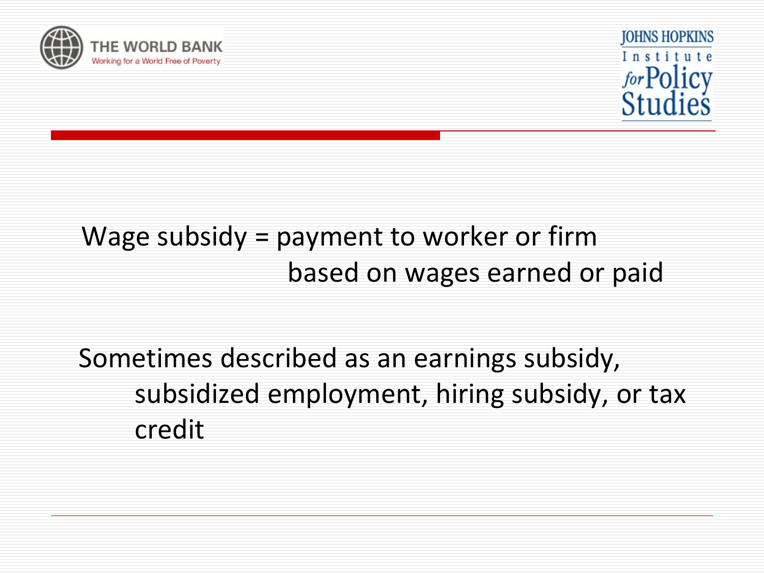Wage subsidy = payment to worker or firm based on wages earned or paid

Sometimes described as an earnings subsidy, subsidized employment, hiring subsidy, or tax credit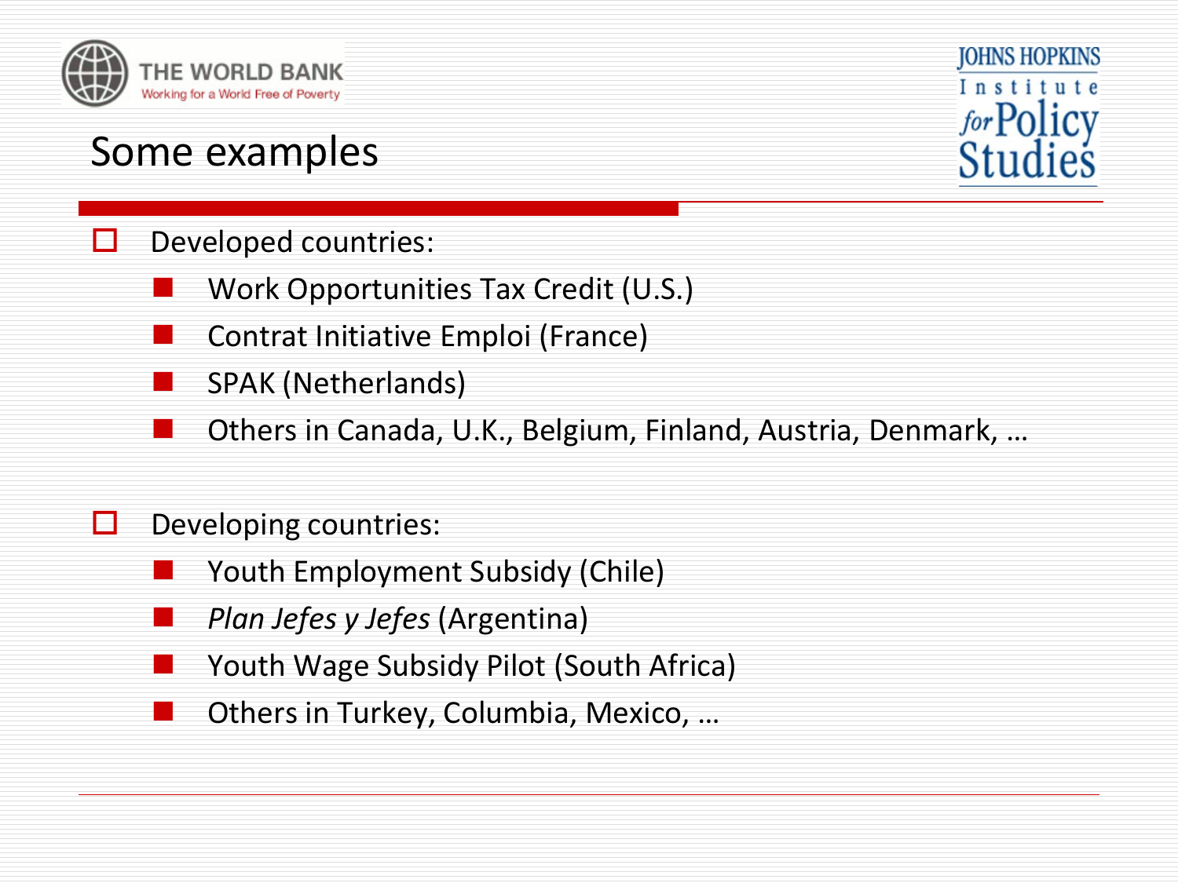## Some examples

- Developed countries:
  - Work Opportunities Tax Credit (U.S.)
  - Contrat Initiative Emploi (France)
  - SPAK (Netherlands)
  - Others in Canada, U.K., Belgium, Finland, Austria, Denmark, …
- Developing countries:
  - Youth Employment Subsidy (Chile)
  - *Plan Jefes y Jefes* (Argentina)
  - Youth Wage Subsidy Pilot (South Africa)
  - Others in Turkey, Columbia, Mexico, …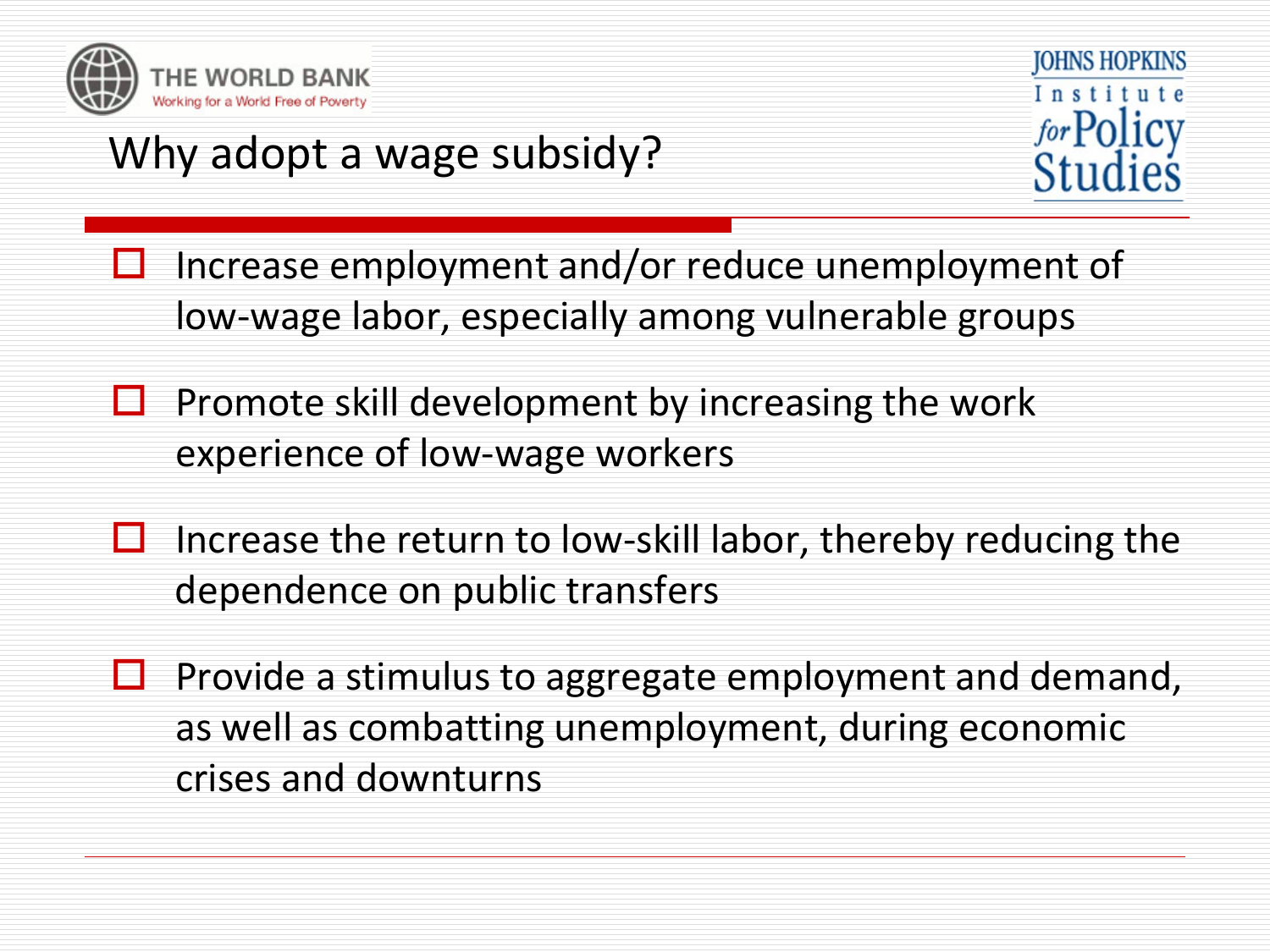# Why adopt a wage subsidy?

- Increase employment and/or reduce unemployment of low-wage labor, especially among vulnerable groups
- Promote skill development by increasing the work experience of low-wage workers
- Increase the return to low-skill labor, thereby reducing the dependence on public transfers
- Provide a stimulus to aggregate employment and demand, as well as combatting unemployment, during economic crises and downturns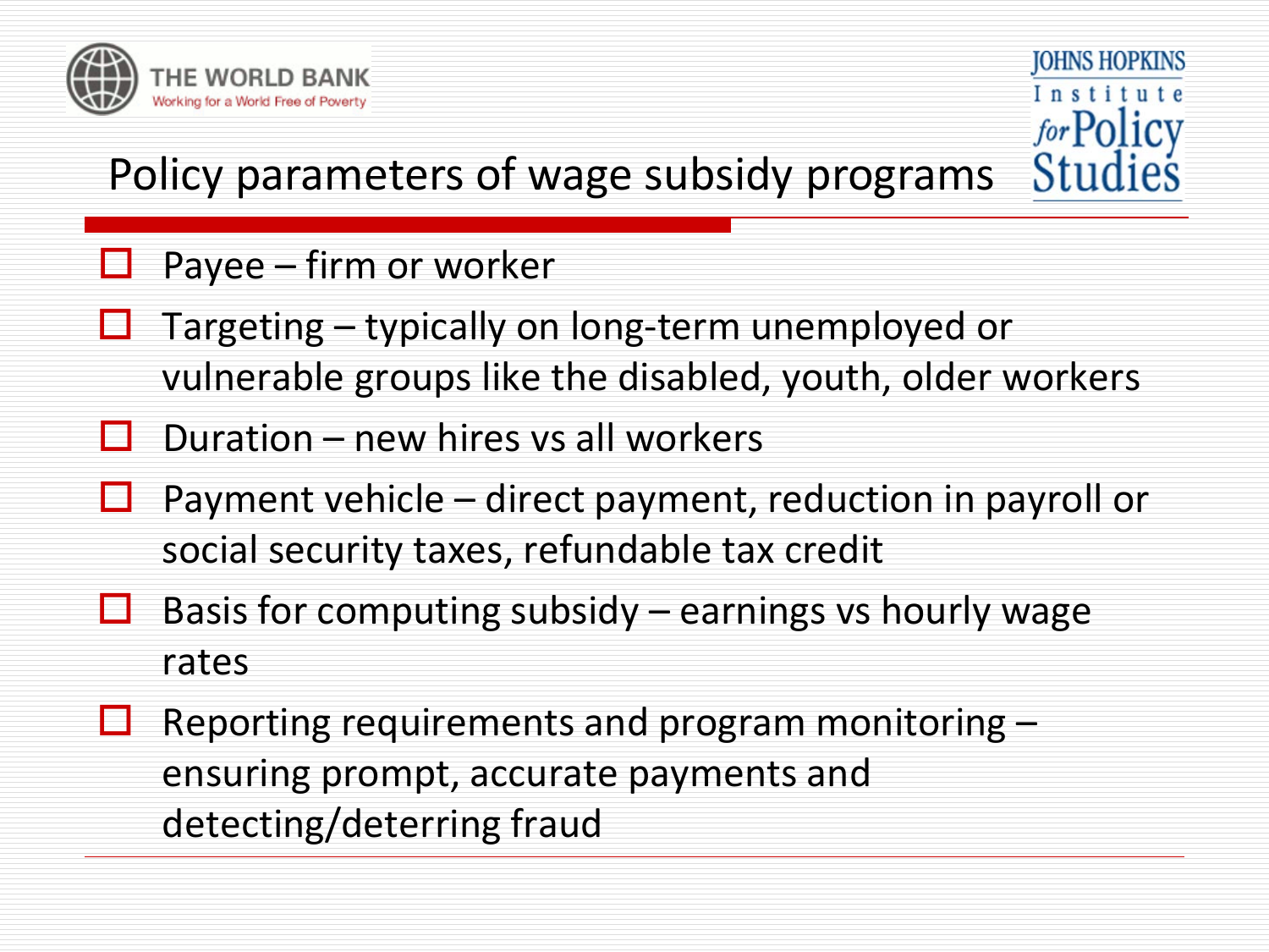# Policy parameters of wage subsidy programs

- Payee – firm or worker
- Targeting – typically on long-term unemployed or vulnerable groups like the disabled, youth, older workers
- Duration – new hires vs all workers
- Payment vehicle – direct payment, reduction in payroll or social security taxes, refundable tax credit
- Basis for computing subsidy – earnings vs hourly wage rates
- Reporting requirements and program monitoring – ensuring prompt, accurate payments and detecting/deterring fraud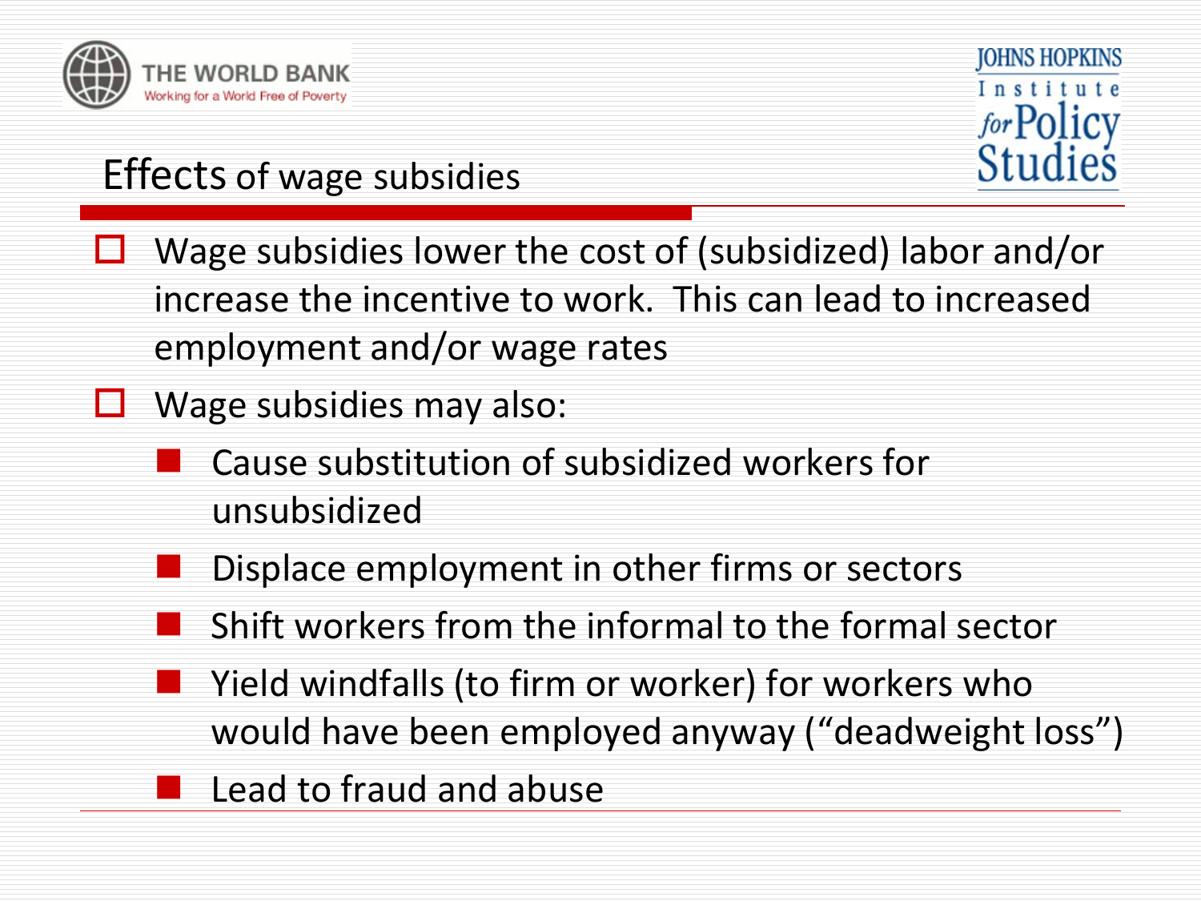## Effects of wage subsidies

- Wage subsidies lower the cost of (subsidized) labor and/or increase the incentive to work. This can lead to increased employment and/or wage rates
- Wage subsidies may also:
  - Cause substitution of subsidized workers for unsubsidized
  - Displace employment in other firms or sectors
  - Shift workers from the informal to the formal sector
  - Yield windfalls (to firm or worker) for workers who would have been employed anyway ("deadweight loss")
  - Lead to fraud and abuse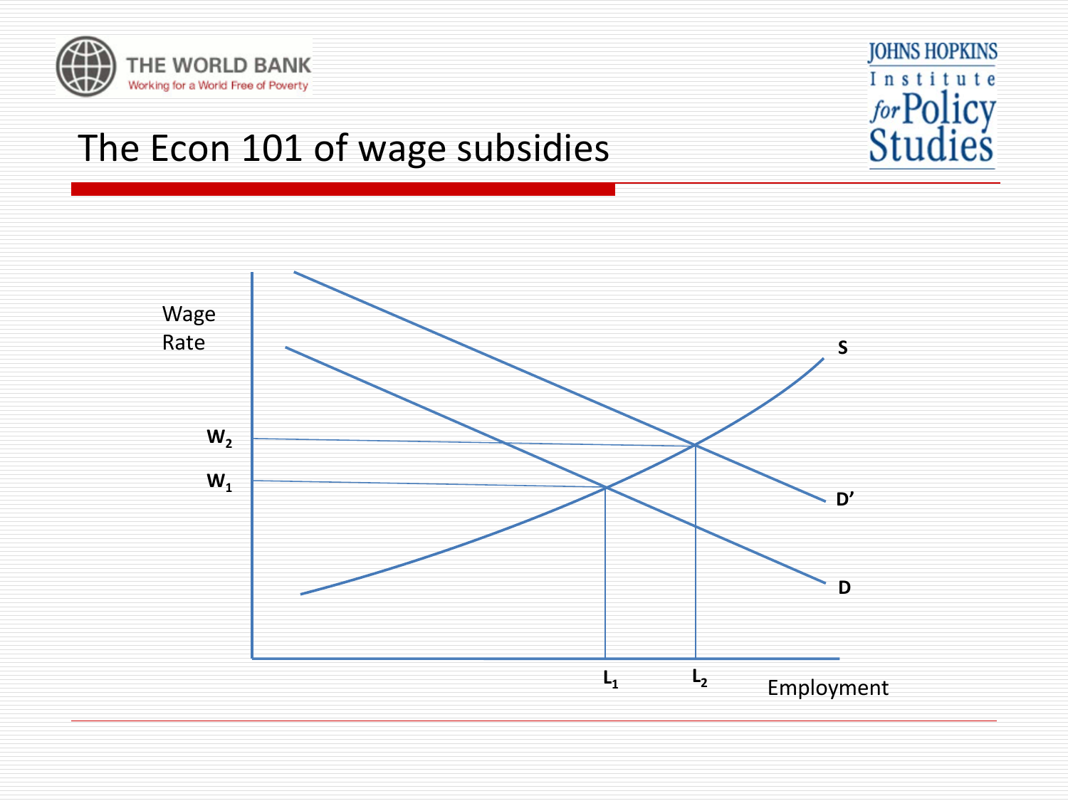# The Econ 101 of wage subsidies

Wage Rate

$W_2$

$W_1$

S

D'

D

$L_1$

$L_2$

Employment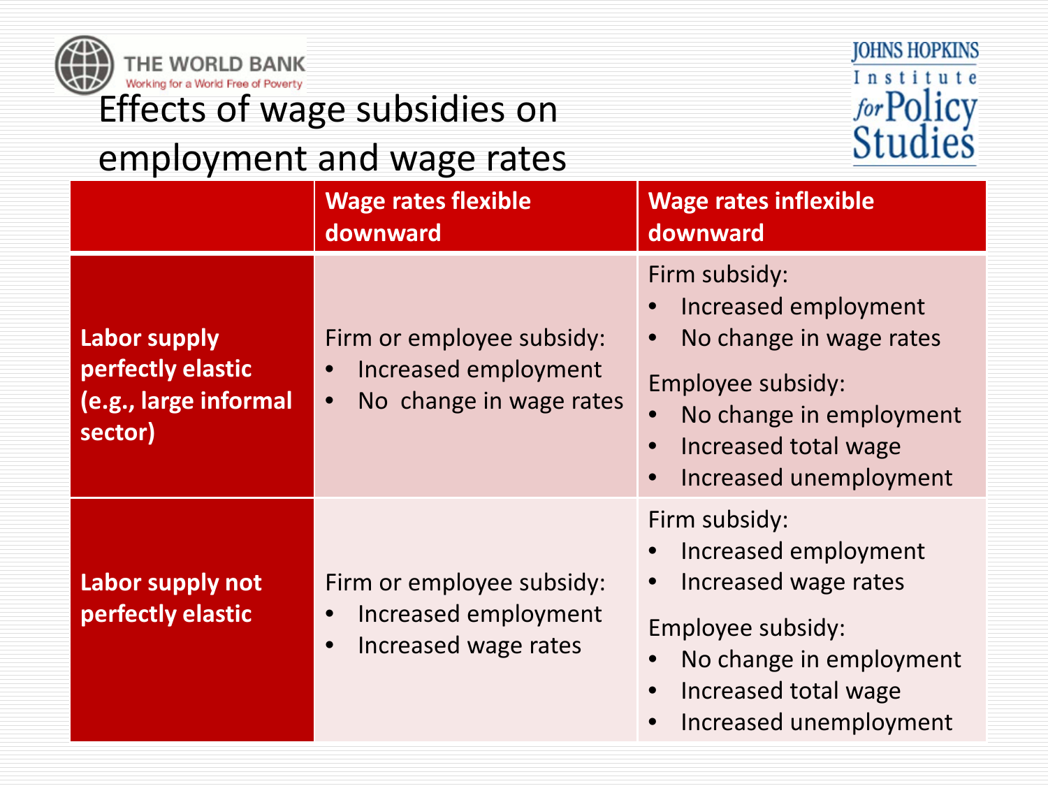# Effects of wage subsidies on employment and wage rates

| | Wage rates flexible downward | Wage rates inflexible downward |
|---|---|---|
| **Labor supply perfectly elastic (e.g., large informal sector)** | Firm or employee subsidy:<br>• Increased employment<br>• No change in wage rates | Firm subsidy:<br>• Increased employment<br>• No change in wage rates<br>Employee subsidy:<br>• No change in employment<br>• Increased total wage<br>• Increased unemployment |
| **Labor supply not perfectly elastic** | Firm or employee subsidy:<br>• Increased employment<br>• Increased wage rates | Firm subsidy:<br>• Increased employment<br>• Increased wage rates<br>Employee subsidy:<br>• No change in employment<br>• Increased total wage<br>• Increased unemployment |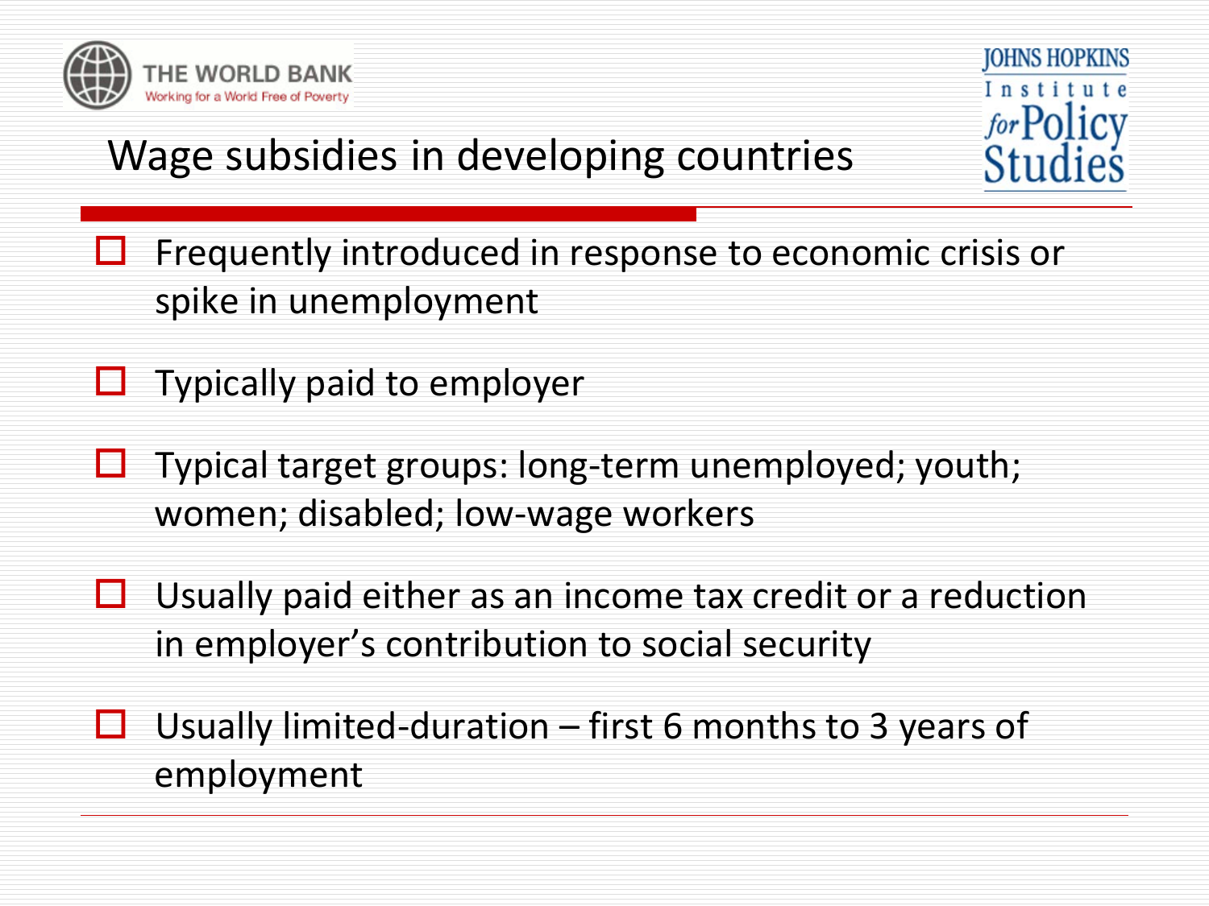# Wage subsidies in developing countries

- Frequently introduced in response to economic crisis or spike in unemployment
- Typically paid to employer
- Typical target groups: long-term unemployed; youth; women; disabled; low-wage workers
- Usually paid either as an income tax credit or a reduction in employer's contribution to social security
- Usually limited-duration – first 6 months to 3 years of employment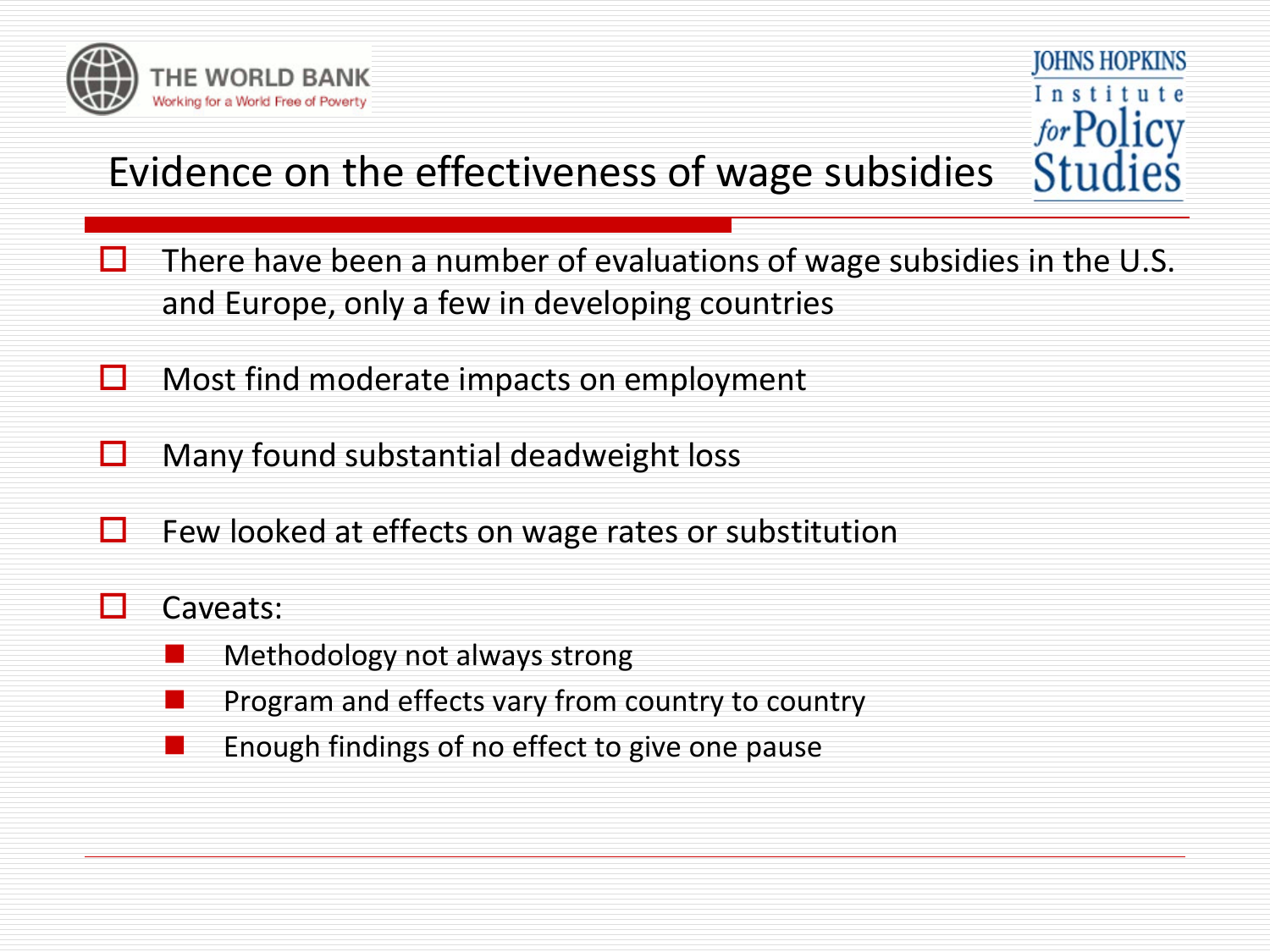# Evidence on the effectiveness of wage subsidies

- There have been a number of evaluations of wage subsidies in the U.S. and Europe, only a few in developing countries
- Most find moderate impacts on employment
- Many found substantial deadweight loss
- Few looked at effects on wage rates or substitution
- Caveats:
  - Methodology not always strong
  - Program and effects vary from country to country
  - Enough findings of no effect to give one pause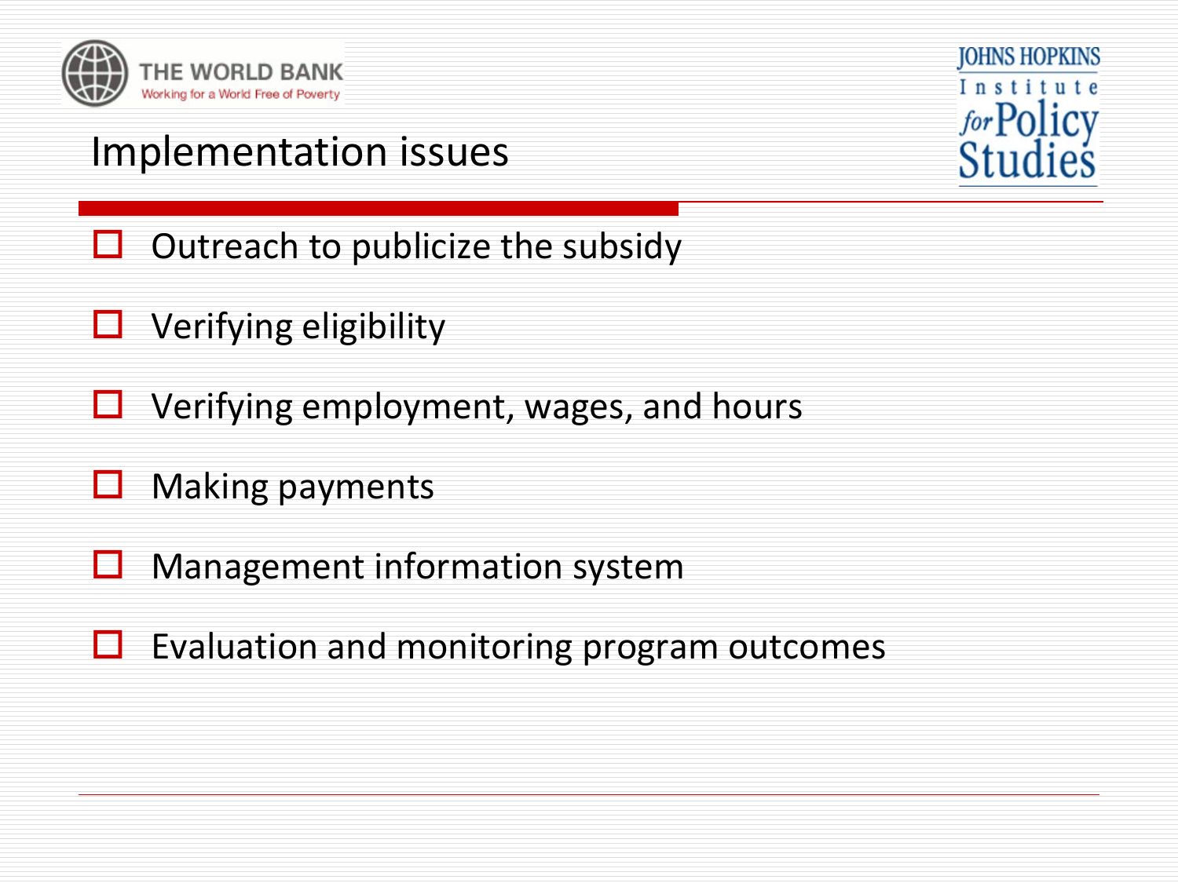# Implementation issues

- Outreach to publicize the subsidy
- Verifying eligibility
- Verifying employment, wages, and hours
- Making payments
- Management information system
- Evaluation and monitoring program outcomes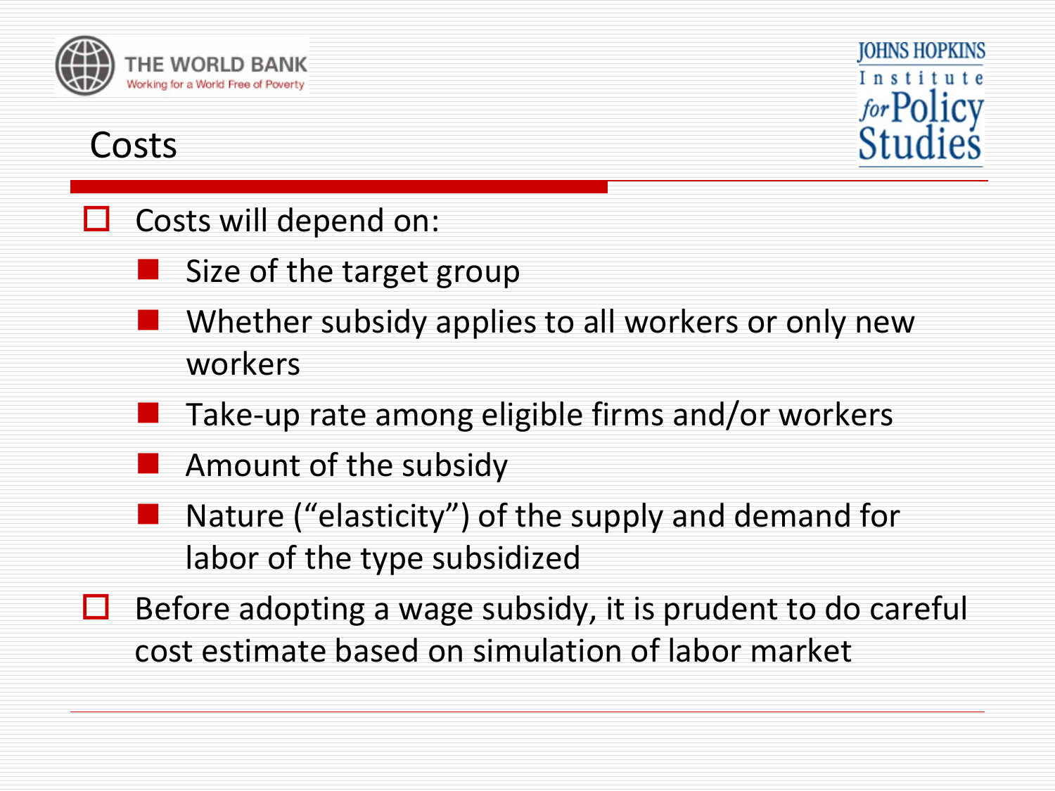# Costs

- Costs will depend on:
  - Size of the target group
  - Whether subsidy applies to all workers or only new workers
  - Take-up rate among eligible firms and/or workers
  - Amount of the subsidy
  - Nature ("elasticity") of the supply and demand for labor of the type subsidized
- Before adopting a wage subsidy, it is prudent to do careful cost estimate based on simulation of labor market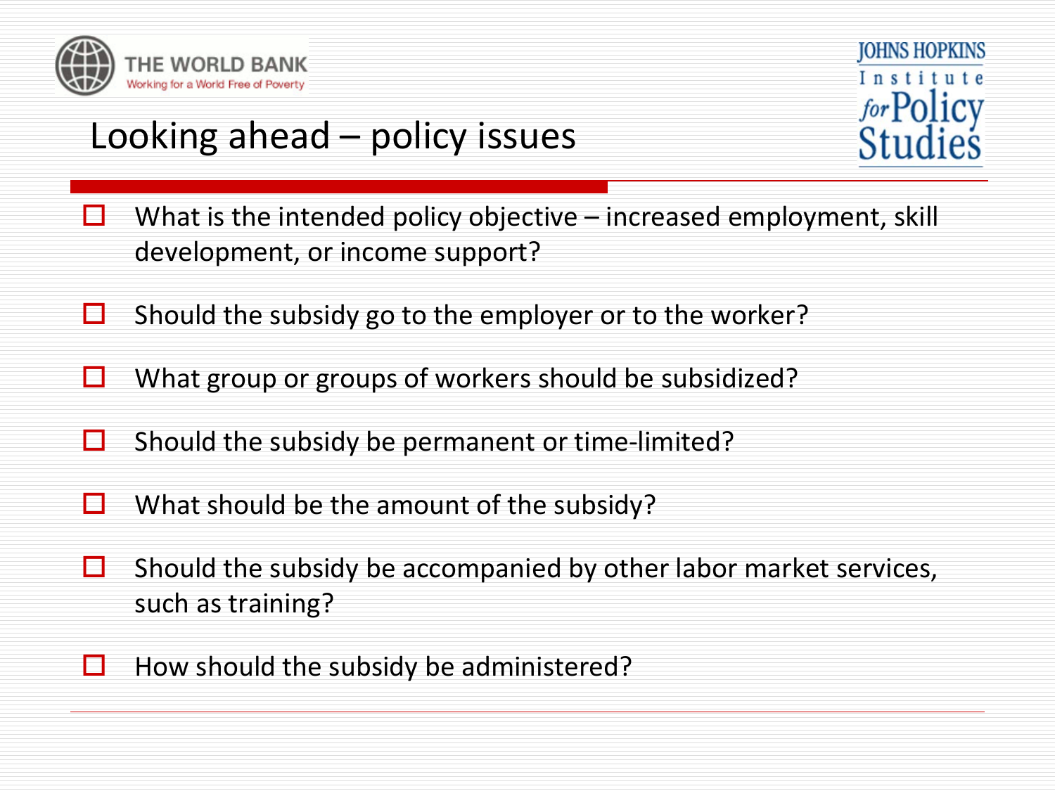# Looking ahead – policy issues

- What is the intended policy objective – increased employment, skill development, or income support?
- Should the subsidy go to the employer or to the worker?
- What group or groups of workers should be subsidized?
- Should the subsidy be permanent or time-limited?
- What should be the amount of the subsidy?
- Should the subsidy be accompanied by other labor market services, such as training?
- How should the subsidy be administered?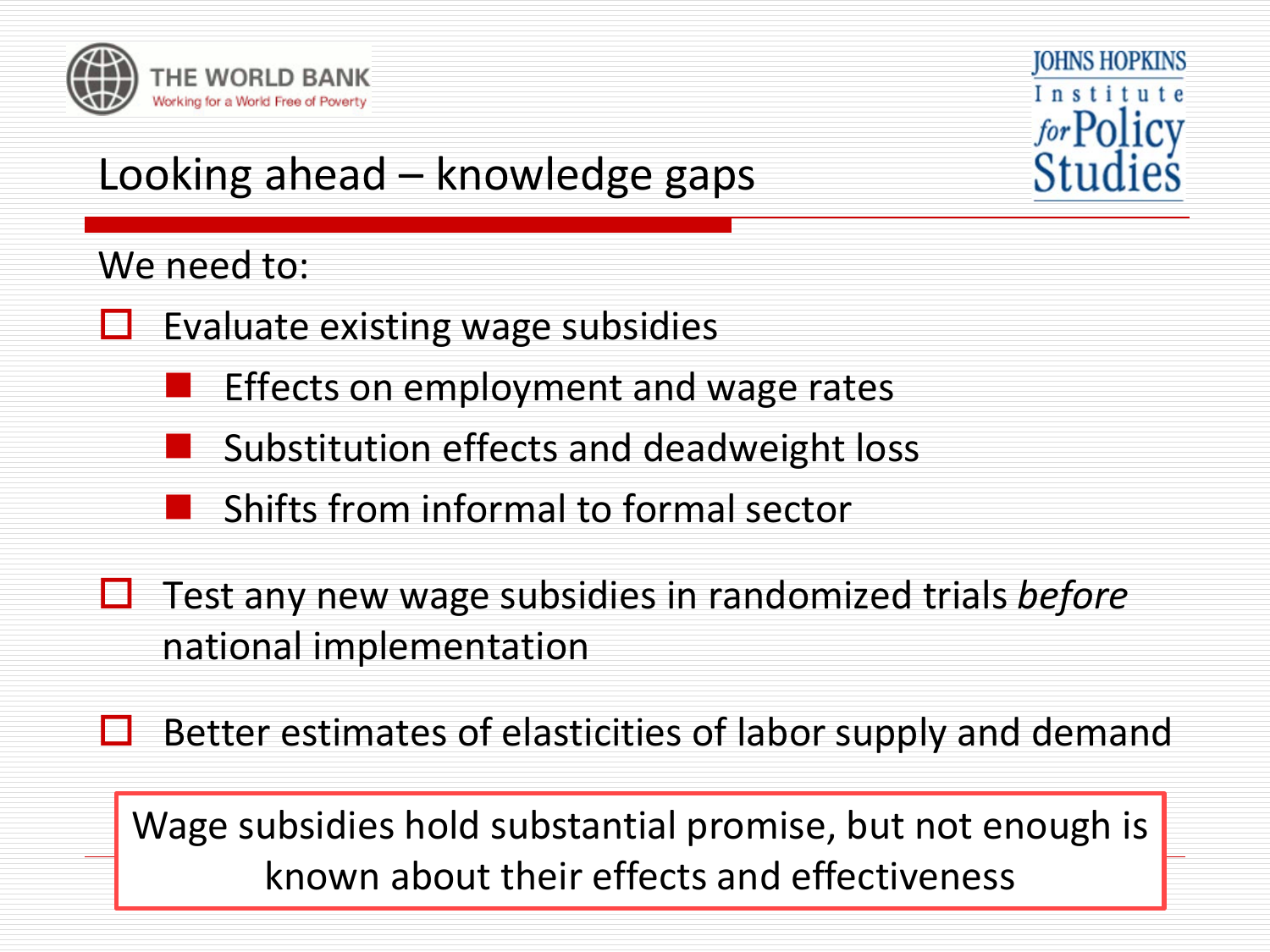## Looking ahead – knowledge gaps

We need to:

- Evaluate existing wage subsidies
  - Effects on employment and wage rates
  - Substitution effects and deadweight loss
  - Shifts from informal to formal sector
- Test any new wage subsidies in randomized trials *before* national implementation
- Better estimates of elasticities of labor supply and demand

Wage subsidies hold substantial promise, but not enough is known about their effects and effectiveness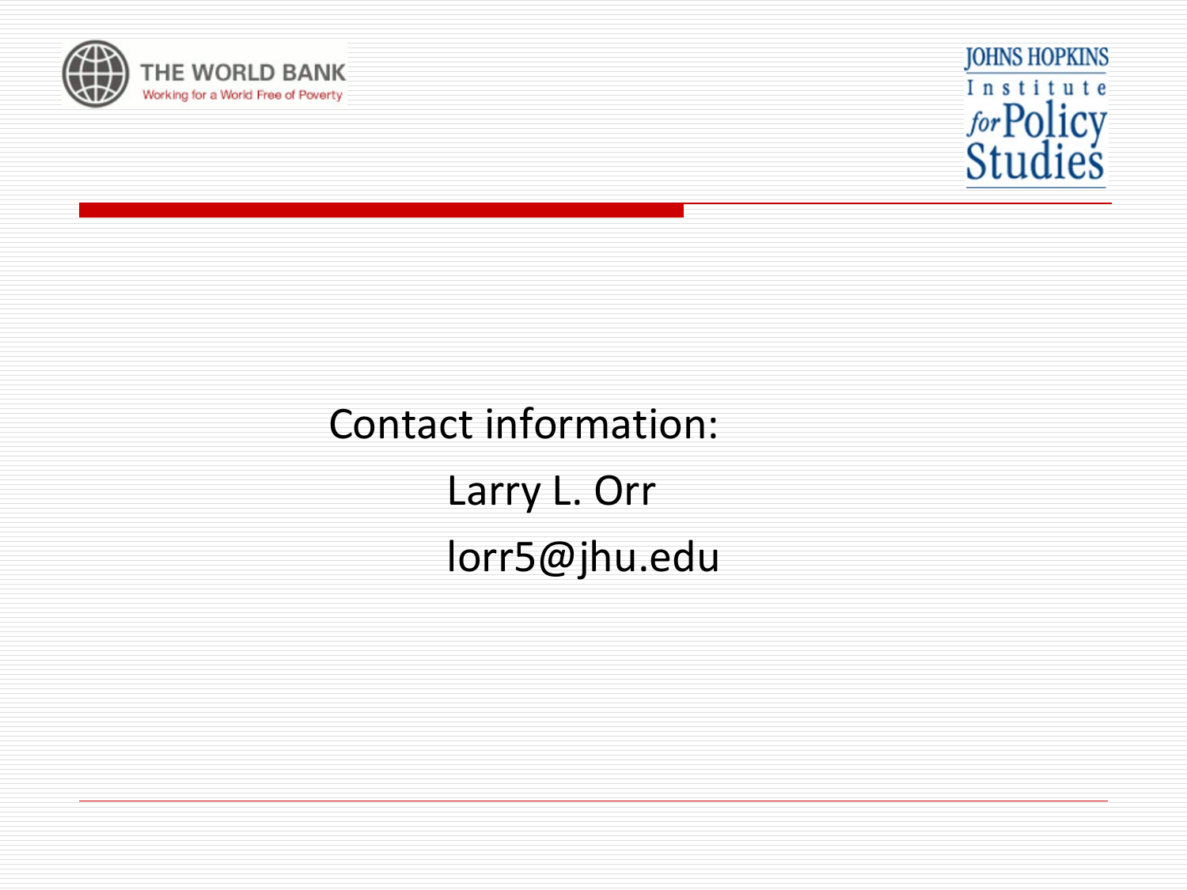THE WORLD BANK
Working for a World Free of Poverty

JOHNS HOPKINS
Institute
for Policy
Studies

Contact information:

Larry L. Orr

lorr5@jhu.edu